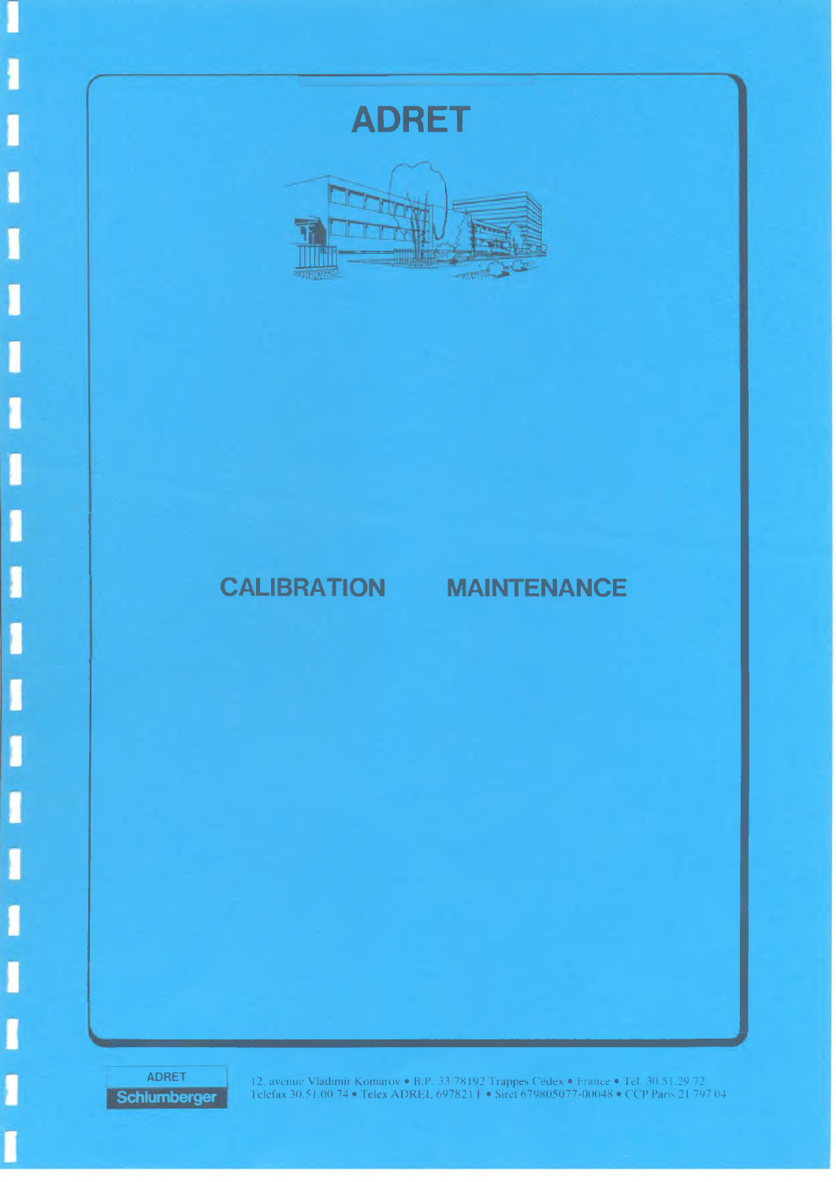# ADRET

## CALIBRATION MAINTENANCE

ADRET
Schlumberger

12, avenue Vladimir Komarov • B.P. 33 78192 Trappes Cedex • France • Tel. 30.51.29.72
Telefax 30.51.00.74 • Telex ADREL 697821 F • Siret 679805077-00048 • CCP Paris 21 797 04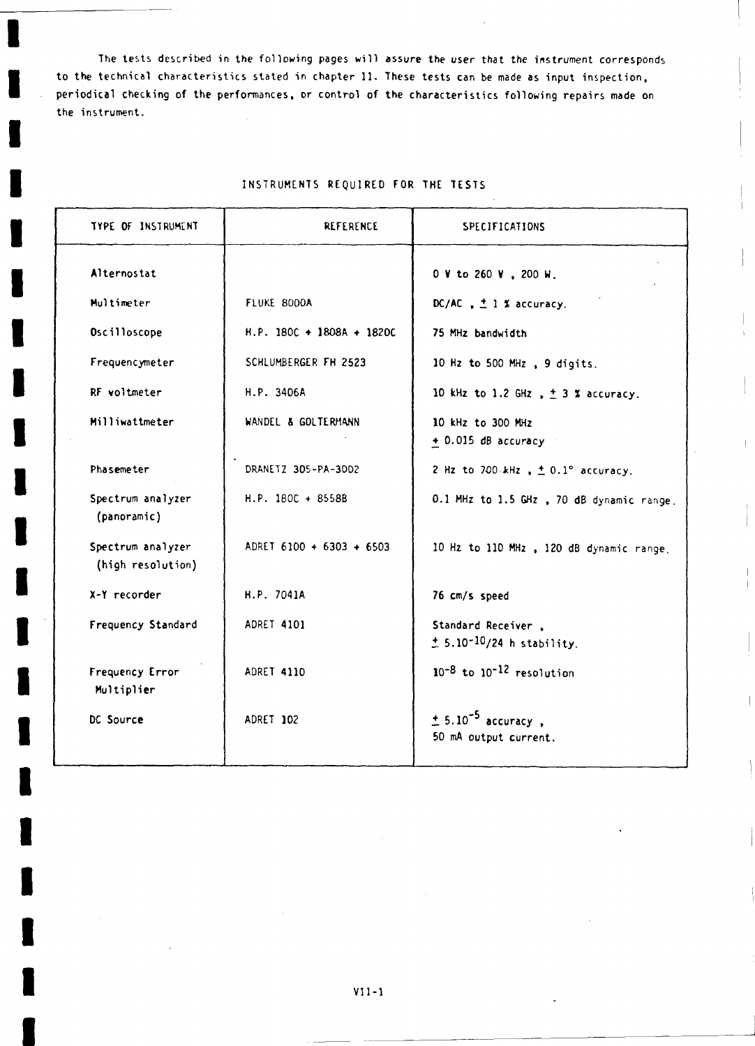The tests described in the following pages will assure the user that the instrument corresponds to the technical characteristics stated in chapter II. These tests can be made as input inspection, periodical checking of the performances, or control of the characteristics following repairs made on the instrument.

## INSTRUMENTS REQUIRED FOR THE TESTS

| TYPE OF INSTRUMENT | REFERENCE | SPECIFICATIONS |
|---|---|---|
| Alternostat | | 0 V to 260 V , 200 W. |
| Multimeter | FLUKE 8000A | DC/AC , ± 1 % accuracy. |
| Oscilloscope | H.P. 180C + 1808A + 1820C | 75 MHz bandwidth |
| Frequencymeter | SCHLUMBERGER FH 2523 | 10 Hz to 500 MHz , 9 digits. |
| RF voltmeter | H.P. 3406A | 10 kHz to 1.2 GHz , ± 3 % accuracy. |
| Milliwattmeter | WANDEL & GOLTERMANN | 10 kHz to 300 MHz ± 0.015 dB accuracy |
| Phasemeter | DRANETZ 305-PA-3002 | 2 Hz to 700 kHz , ± 0.1° accuracy. |
| Spectrum analyzer (panoramic) | H.P. 180C + 8558B | 0.1 MHz to 1.5 GHz , 70 dB dynamic range. |
| Spectrum analyzer (high resolution) | ADRET 6100 + 6303 + 6503 | 10 Hz to 110 MHz , 120 dB dynamic range. |
| X-Y recorder | H.P. 7041A | 76 cm/s speed |
| Frequency Standard | ADRET 4101 | Standard Receiver , $\pm 5.10^{-10}$/24 h stability. |
| Frequency Error Multiplier | ADRET 4110 | $10^{-8}$ to $10^{-12}$ resolution |
| DC Source | ADRET 102 | $\pm 5.10^{-5}$ accuracy , 50 mA output current. |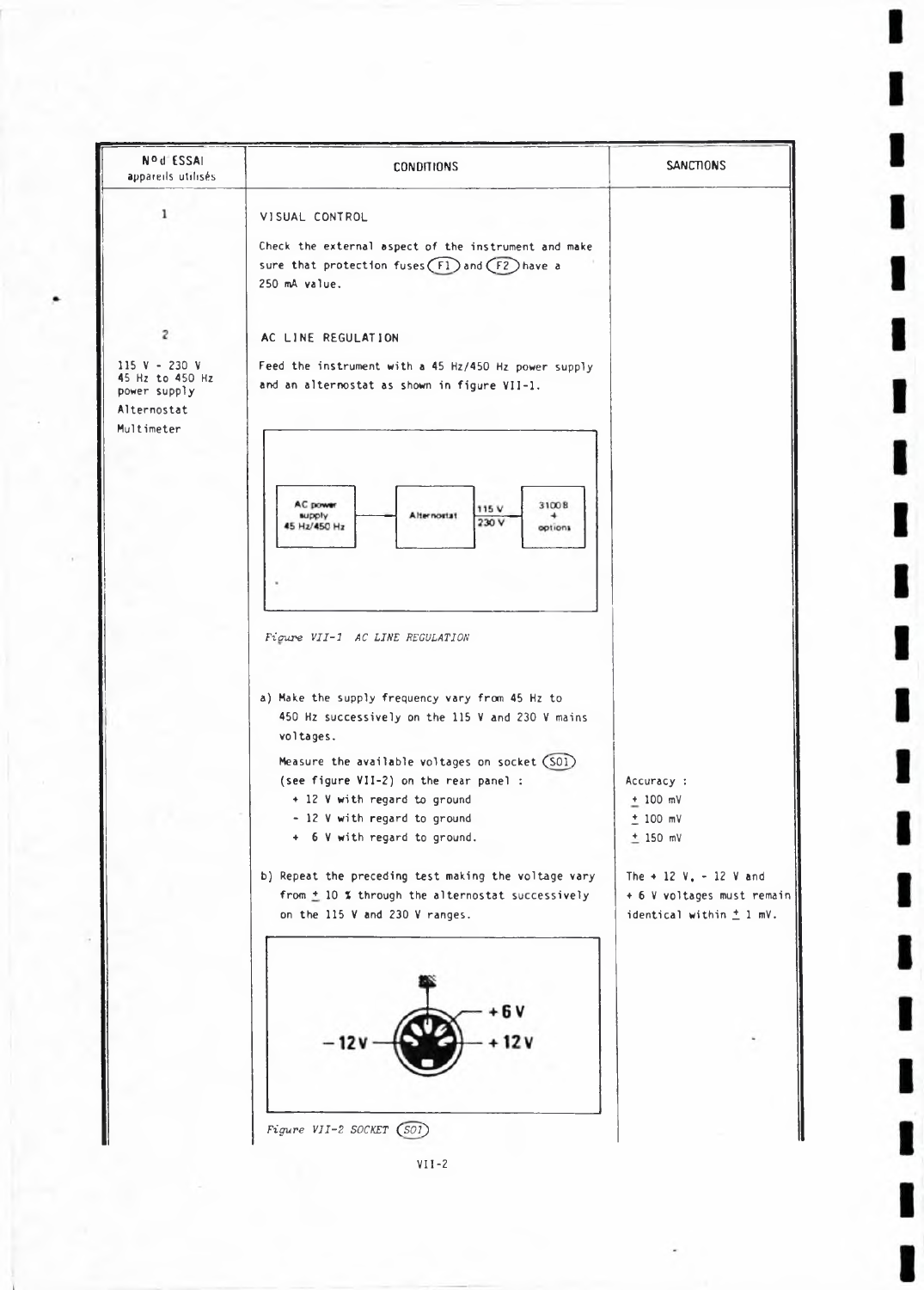| N° d ESSAI appareils utilisés | CONDITIONS | SANCTIONS |
|---|---|---|
| 1 | VISUAL CONTROL<br><br>Check the external aspect of the instrument and make sure that protection fuses (F1) and (F2) have a 250 mA value. | |
| 2<br><br>115 V - 230 V<br>45 Hz to 450 Hz power supply<br>Alternostat<br>Multimeter | AC LINE REGULATION<br><br>Feed the instrument with a 45 Hz/450 Hz power supply and an alternostat as shown in figure VII-1. | |
| | AC power supply 45 Hz/450 Hz → Alternostat → 115 V / 230 V → 3100 B + options<br><br>*Figure VII-1 AC LINE REGULATION* | |
| | a) Make the supply frequency vary from 45 Hz to 450 Hz successively on the 115 V and 230 V mains voltages.<br><br>Measure the available voltages on socket (S01) (see figure VII-2) on the rear panel :<br>+ 12 V with regard to ground<br>- 12 V with regard to ground<br>+ 6 V with regard to ground. | Accuracy :<br>± 100 mV<br>± 100 mV<br>± 150 mV |
| | b) Repeat the preceding test making the voltage vary from ± 10 % through the alternostat successively on the 115 V and 230 V ranges. | The + 12 V, - 12 V and + 6 V voltages must remain identical within ± 1 mV. |
| | +6 V<br>−12 V<br>+12 V<br><br>*Figure VII-2 SOCKET (S01)* | |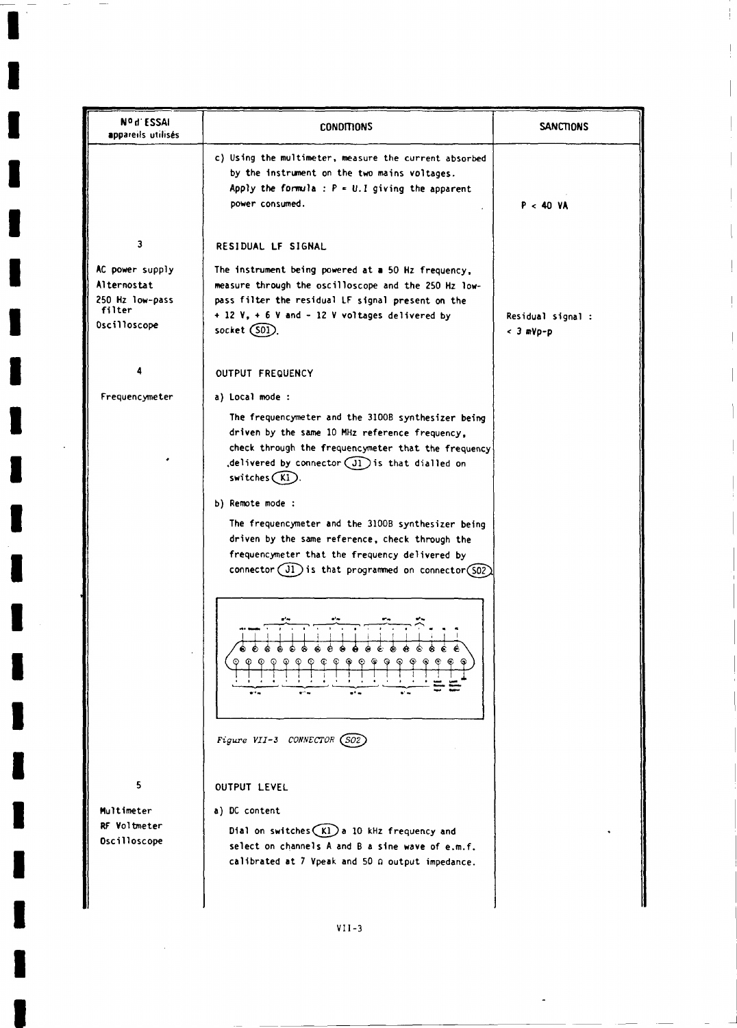| Nº d'ESSAI appareils utilisés | CONDITIONS | SANCTIONS |
|---|---|---|
| | c) Using the multimeter, measure the current absorbed by the instrument on the two mains voltages. Apply the formula : P = U.I giving the apparent power consumed. | P < 40 VA |
| 3 | RESIDUAL LF SIGNAL | |
| AC power supply<br>Alternostat<br>250 Hz low-pass filter<br>Oscilloscope | The instrument being powered at a 50 Hz frequency, measure through the oscilloscope and the 250 Hz low-pass filter the residual LF signal present on the + 12 V, + 6 V and - 12 V voltages delivered by socket (S01). | Residual signal : < 3 mVp-p |
| 4 | OUTPUT FREQUENCY | |
| Frequencymeter | a) Local mode :<br>The frequencymeter and the 3100B synthesizer being driven by the same 10 MHz reference frequency, check through the frequencymeter that the frequency delivered by connector (J1) is that dialled on switches (K1).<br>b) Remote mode :<br>The frequencymeter and the 3100B synthesizer being driven by the same reference, check through the frequencymeter that the frequency delivered by connector (J1) is that programmed on connector (S02). | |
| | *Figure VII-3 CONNECTOR (S02)* | |
| 5 | OUTPUT LEVEL | |
| Multimeter<br>RF Voltmeter<br>Oscilloscope | a) DC content<br>Dial on switches (K1) a 10 kHz frequency and select on channels A and B a sine wave of e.m.f. calibrated at 7 Vpeak and 50 Ω output impedance. | |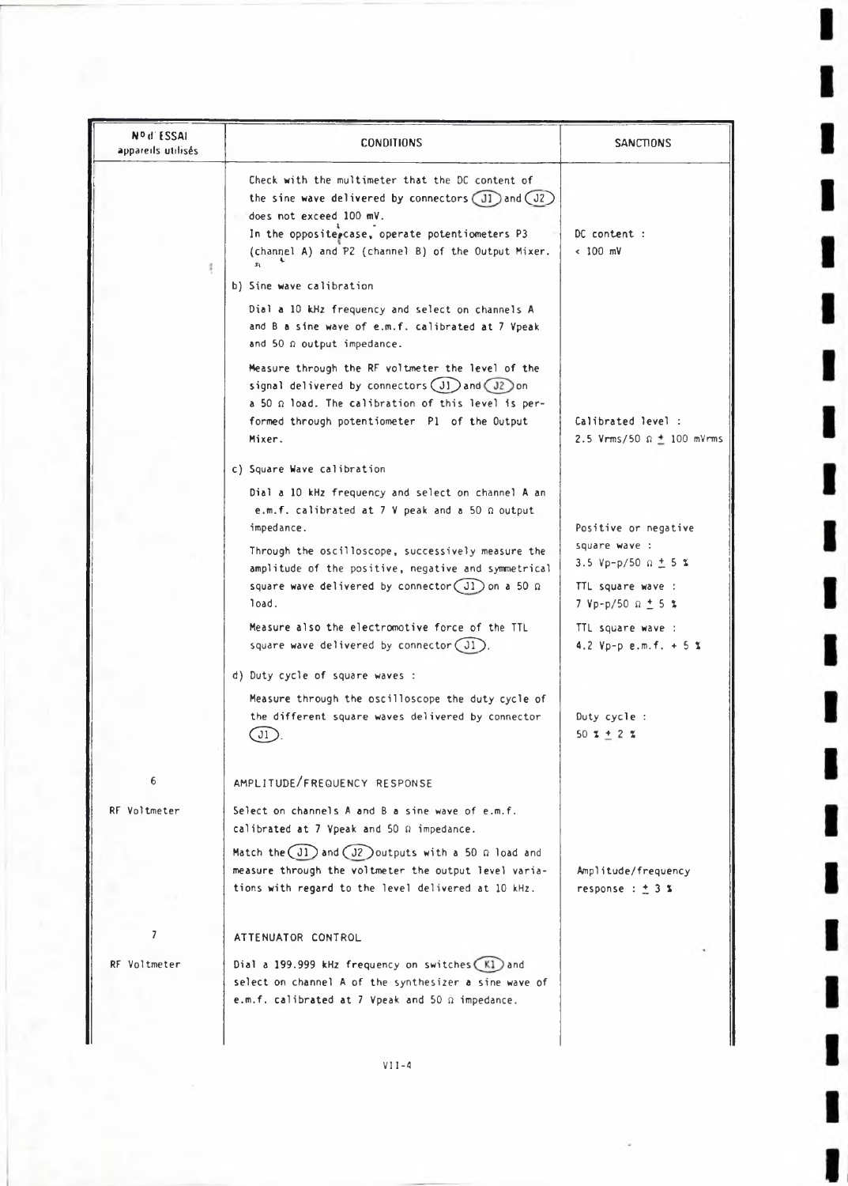| Nº d'ESSAI appareils utilisés | CONDITIONS | SANCTIONS |
|---|---|---|
| | Check with the multimeter that the DC content of the sine wave delivered by connectors (J1) and (J2) does not exceed 100 mV. In the opposite case, operate potentiometers P3 (channel A) and P2 (channel B) of the Output Mixer. | DC content : < 100 mV |
| | b) Sine wave calibration | |
| | Dial a 10 kHz frequency and select on channels A and B a sine wave of e.m.f. calibrated at 7 Vpeak and 50 Ω output impedance. | |
| | Measure through the RF voltmeter the level of the signal delivered by connectors (J1) and (J2) on a 50 Ω load. The calibration of this level is performed through potentiometer P1 of the Output Mixer. | Calibrated level : 2.5 Vrms/50 Ω ± 100 mVrms |
| | c) Square Wave calibration | |
| | Dial a 10 kHz frequency and select on channel A an e.m.f. calibrated at 7 V peak and a 50 Ω output impedance. | |
| | Through the oscilloscope, successively measure the amplitude of the positive, negative and symmetrical square wave delivered by connector (J1) on a 50 Ω load. | Positive or negative square wave : 3.5 Vp-p/50 Ω ± 5 % <br> TTL square wave : 7 Vp-p/50 Ω ± 5 % |
| | Measure also the electromotive force of the TTL square wave delivered by connector (J1). | TTL square wave : 4.2 Vp-p e.m.f. + 5 % |
| | d) Duty cycle of square waves : | |
| | Measure through the oscilloscope the duty cycle of the different square waves delivered by connector (J1). | Duty cycle : 50 % ± 2 % |
| 6 | AMPLITUDE/FREQUENCY RESPONSE | |
| RF Voltmeter | Select on channels A and B a sine wave of e.m.f. calibrated at 7 Vpeak and 50 Ω impedance. | |
| | Match the (J1) and (J2) outputs with a 50 Ω load and measure through the voltmeter the output level variations with regard to the level delivered at 10 kHz. | Amplitude/frequency response : ± 3 % |
| 7 | ATTENUATOR CONTROL | |
| RF Voltmeter | Dial a 199.999 kHz frequency on switches (K1) and select on channel A of the synthesizer a sine wave of e.m.f. calibrated at 7 Vpeak and 50 Ω impedance. | |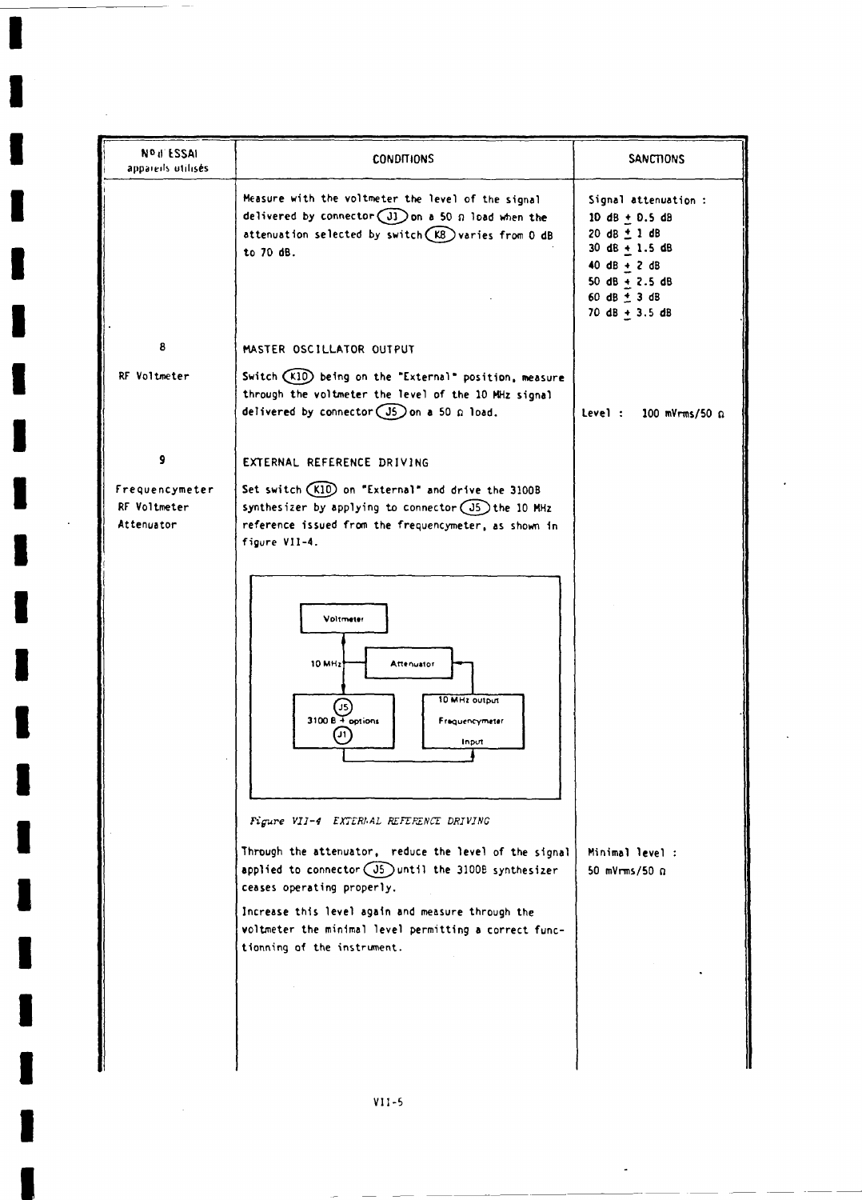| N° d ESSAI appareils utilisés | CONDITIONS | SANCTIONS |
|---|---|---|
| | Measure with the voltmeter the level of the signal delivered by connector (J1) on a 50 Ω load when the attenuation selected by switch (K8) varies from 0 dB to 70 dB. | Signal attenuation :<br>10 dB ± 0.5 dB<br>20 dB ± 1 dB<br>30 dB ± 1.5 dB<br>40 dB ± 2 dB<br>50 dB ± 2.5 dB<br>60 dB ± 3 dB<br>70 dB ± 3.5 dB |
| 8<br><br>RF Voltmeter | MASTER OSCILLATOR OUTPUT<br><br>Switch (K10) being on the "External" position, measure through the voltmeter the level of the 10 MHz signal delivered by connector (J5) on a 50 Ω load. | Level : 100 mVrms/50 Ω |
| 9<br><br>Frequencymeter<br>RF Voltmeter<br>Attenuator | EXTERNAL REFERENCE DRIVING<br><br>Set switch (K10) on "External" and drive the 3100B synthesizer by applying to connector (J5) the 10 MHz reference issued from the frequencymeter, as shown in figure VII-4.<br><br>*Figure VII-4 EXTERNAL REFERENCE DRIVING*<br><br>Through the attenuator, reduce the level of the signal applied to connector (J5) until the 3100B synthesizer ceases operating properly.<br><br>Increase this level again and measure through the voltmeter the minimal level permitting a correct functionning of the instrument. | Minimal level :<br>50 mVrms/50 Ω |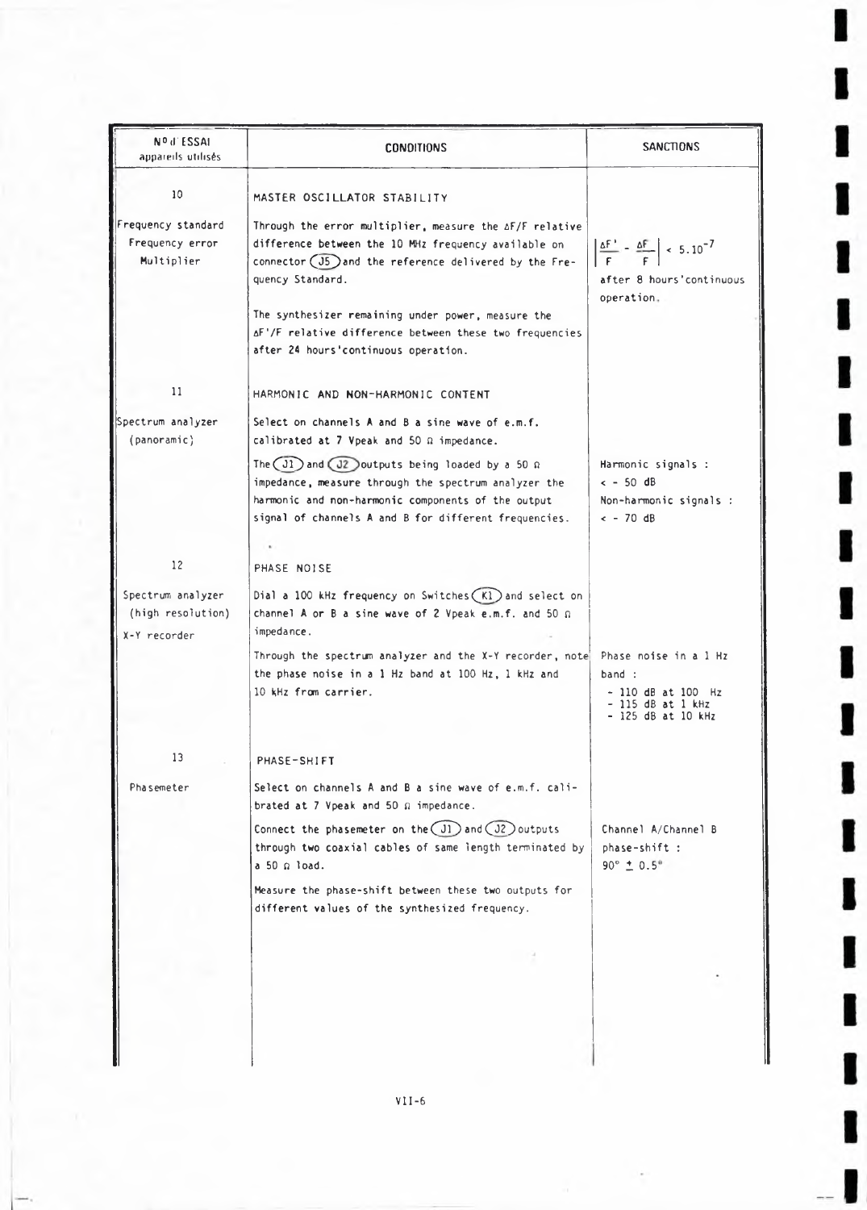| N° d'ESSAI appareils utilisés | CONDITIONS | SANCTIONS |
|---|---|---|
| 10 | MASTER OSCILLATOR STABILITY | |
| Frequency standard<br>Frequency error<br>Multiplier | Through the error multiplier, measure the $\Delta F/F$ relative difference between the 10 MHz frequency available on connector (J5) and the reference delivered by the Frequency Standard.<br><br>The synthesizer remaining under power, measure the $\Delta F'/F$ relative difference between these two frequencies after 24 hours'continuous operation. | $\left\| \frac{\Delta F'}{F} - \frac{\Delta F}{F} \right\| < 5.10^{-7}$<br>after 8 hours'continuous operation. |
| 11 | HARMONIC AND NON-HARMONIC CONTENT | |
| Spectrum analyzer (panoramic) | Select on channels A and B a sine wave of e.m.f. calibrated at 7 Vpeak and 50 Ω impedance.<br><br>The (J1) and (J2) outputs being loaded by a 50 Ω impedance, measure through the spectrum analyzer the harmonic and non-harmonic components of the output signal of channels A and B for different frequencies. | Harmonic signals : < - 50 dB<br>Non-harmonic signals : < - 70 dB |
| 12 | PHASE NOISE | |
| Spectrum analyzer (high resolution)<br>X-Y recorder | Dial a 100 kHz frequency on Switches (K1) and select on channel A or B a sine wave of 2 Vpeak e.m.f. and 50 Ω impedance.<br><br>Through the spectrum analyzer and the X-Y recorder, note the phase noise in a 1 Hz band at 100 Hz, 1 kHz and 10 kHz from carrier. | Phase noise in a 1 Hz band :<br>- 110 dB at 100 Hz<br>- 115 dB at 1 kHz<br>- 125 dB at 10 kHz |
| 13 | PHASE-SHIFT | |
| Phasemeter | Select on channels A and B a sine wave of e.m.f. calibrated at 7 Vpeak and 50 Ω impedance.<br><br>Connect the phasemeter on the (J1) and (J2) outputs through two coaxial cables of same length terminated by a 50 Ω load.<br><br>Measure the phase-shift between these two outputs for different values of the synthesized frequency. | Channel A/Channel B phase-shift :<br>90° ± 0.5° |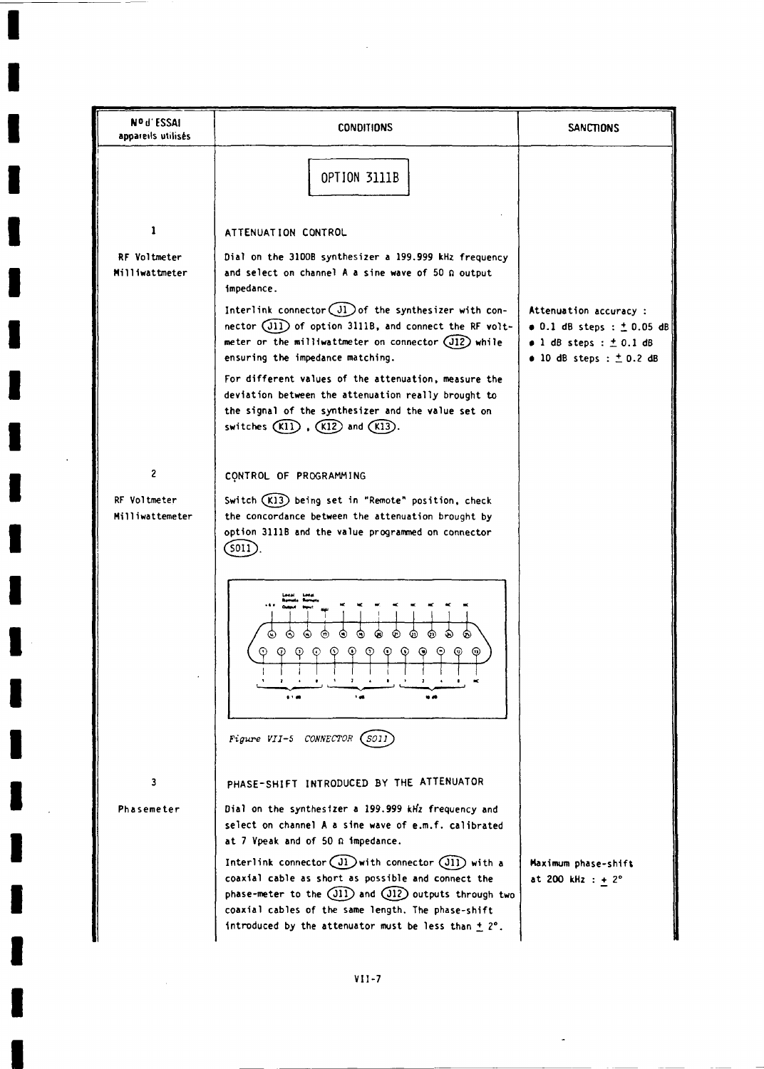| N° d'ESSAI appareils utilisés | CONDITIONS | SANCTIONS |
|---|---|---|
| | **OPTION 3111B** | |
| 1 | ATTENUATION CONTROL | |
| RF Voltmeter Milliwattmeter | Dial on the 3100B synthesizer a 199.999 kHz frequency and select on channel A a sine wave of 50 Ω output impedance. | |
| | Interlink connector (J1) of the synthesizer with connector (J11) of option 3111B, and connect the RF voltmeter or the milliwattmeter on connector (J12) while ensuring the impedance matching. | Attenuation accuracy :<br>• 0.1 dB steps : ± 0.05 dB<br>• 1 dB steps : ± 0.1 dB<br>• 10 dB steps : ± 0.2 dB |
| | For different values of the attenuation, measure the deviation between the attenuation really brought to the signal of the synthesizer and the value set on switches (K11), (K12) and (K13). | |
| 2 | CONTROL OF PROGRAMMING | |
| RF Voltmeter Milliwattemeter | Switch (K13) being set in "Remote" position, check the concordance between the attenuation brought by option 3111B and the value programmed on connector (S011). | |
| | *Figure VII-5 CONNECTOR (S011)* | |
| 3 | PHASE-SHIFT INTRODUCED BY THE ATTENUATOR | |
| Phasemeter | Dial on the synthesizer a 199.999 kHz frequency and select on channel A a sine wave of e.m.f. calibrated at 7 Vpeak and of 50 Ω impedance. | |
| | Interlink connector (J1) with connector (J11) with a coaxial cable as short as possible and connect the phase-meter to the (J11) and (J12) outputs through two coaxial cables of the same length. The phase-shift introduced by the attenuator must be less than ± 2°. | Maximum phase-shift at 200 kHz : ± 2° |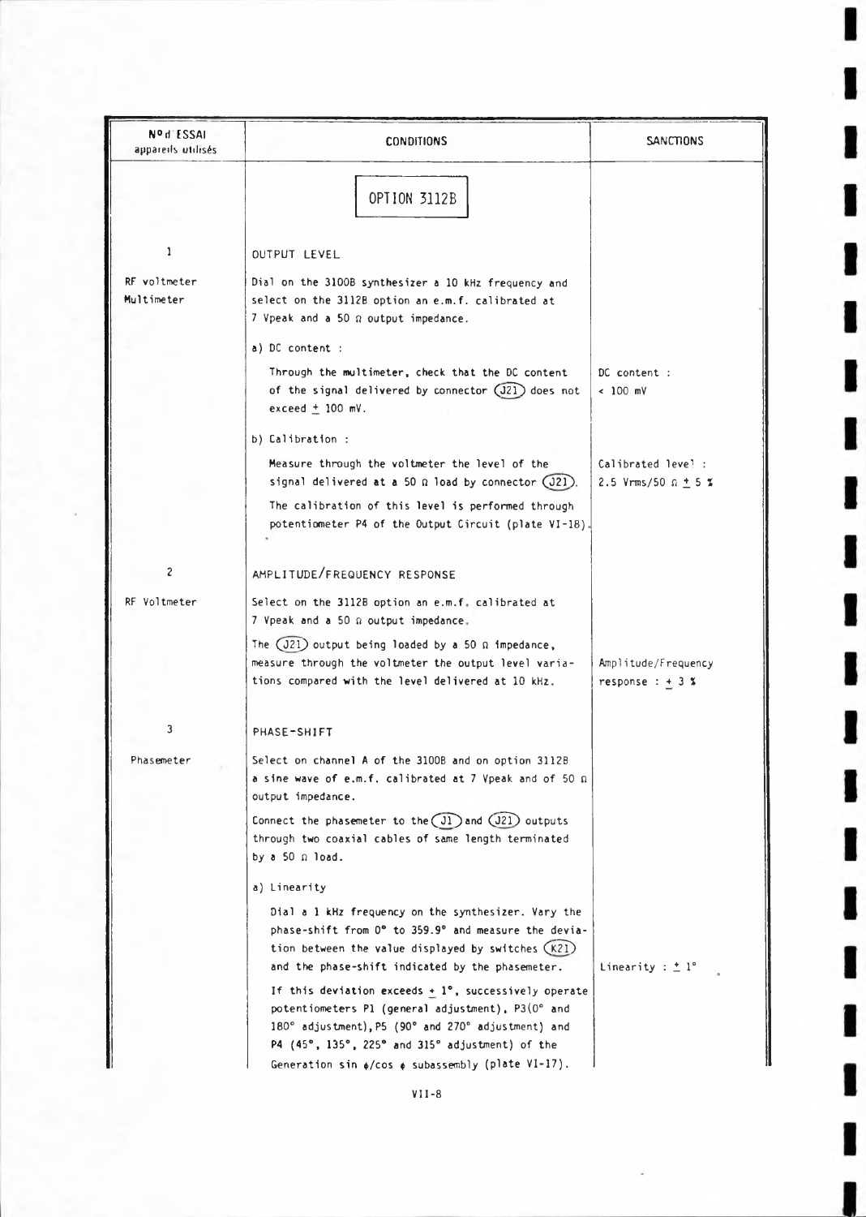| N° d'ESSAI appareils utilisés | CONDITIONS | SANCTIONS |
|---|---|---|
| | **OPTION 3112B** | |
| 1 | OUTPUT LEVEL | |
| RF voltmeter Multimeter | Dial on the 3100B synthesizer a 10 kHz frequency and select on the 3112B option an e.m.f. calibrated at 7 Vpeak and a 50 Ω output impedance. | |
| | a) DC content : | |
| | Through the multimeter, check that the DC content of the signal delivered by connector (J21) does not exceed ± 100 mV. | DC content : < 100 mV |
| | b) Calibration : | |
| | Measure through the voltmeter the level of the signal delivered at a 50 Ω load by connector (J21). | Calibrated level : 2.5 Vrms/50 Ω ± 5 % |
| | The calibration of this level is performed through potentiometer P4 of the Output Circuit (plate VI-18). | |
| 2 | AMPLITUDE/FREQUENCY RESPONSE | |
| RF Voltmeter | Select on the 3112B option an e.m.f. calibrated at 7 Vpeak and a 50 Ω output impedance. | |
| | The (J21) output being loaded by a 50 Ω impedance, measure through the voltmeter the output level variations compared with the level delivered at 10 kHz. | Amplitude/Frequency response : ± 3 % |
| 3 | PHASE-SHIFT | |
| Phasemeter | Select on channel A of the 3100B and on option 3112B a sine wave of e.m.f. calibrated at 7 Vpeak and of 50 Ω output impedance. | |
| | Connect the phasemeter to the (J1) and (J21) outputs through two coaxial cables of same length terminated by a 50 Ω load. | |
| | a) Linearity | |
| | Dial a 1 kHz frequency on the synthesizer. Vary the phase-shift from 0° to 359.9° and measure the deviation between the value displayed by switches (K21) and the phase-shift indicated by the phasemeter. | Linearity : ± 1° |
| | If this deviation exceeds ± 1°, successively operate potentiometers P1 (general adjustment), P3(0° and 180° adjustment), P5 (90° and 270° adjustment) and P4 (45°, 135°, 225° and 315° adjustment) of the Generation sin ϕ/cos ϕ subassembly (plate VI-17). | |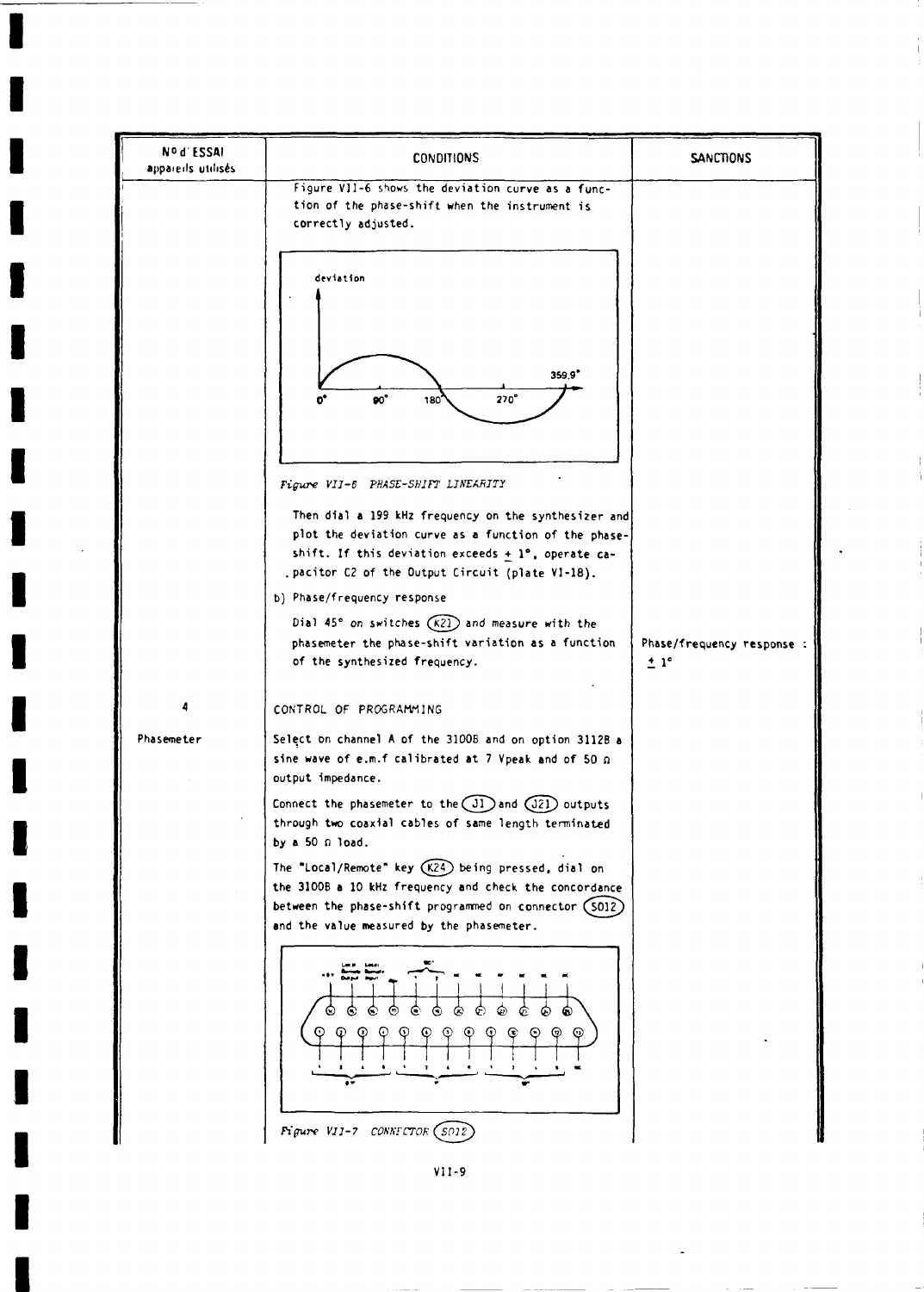| N° d'ESSAI appareils utilisés | CONDITIONS | SANCTIONS |
|---|---|---|
| | Figure VII-6 shows the deviation curve as a function of the phase-shift when the instrument is correctly adjusted. | |
| | *Figure VII-6 PHASE-SHIFT LINEARITY* | |
| | Then dial a 199 kHz frequency on the synthesizer and plot the deviation curve as a function of the phase-shift. If this deviation exceeds ± 1°, operate capacitor C2 of the Output Circuit (plate VI-18). | |
| | b) Phase/frequency response | |
| | Dial 45° on switches (K21) and measure with the phasemeter the phase-shift variation as a function of the synthesized frequency. | Phase/frequency response : ± 1° |
| 4 | CONTROL OF PROGRAMMING | |
| Phasemeter | Select on channel A of the 3100B and on option 3112B a sine wave of e.m.f calibrated at 7 Vpeak and of 50 Ω output impedance. | |
| | Connect the phasemeter to the (J1) and (J21) outputs through two coaxial cables of same length terminated by a 50 Ω load. | |
| | The "Local/Remote" key (K24) being pressed, dial on the 3100B a 10 kHz frequency and check the concordance between the phase-shift programmed on connector (S012) and the value measured by the phasemeter. | |
| | *Figure VII-7 CONNECTOR (S012)* | |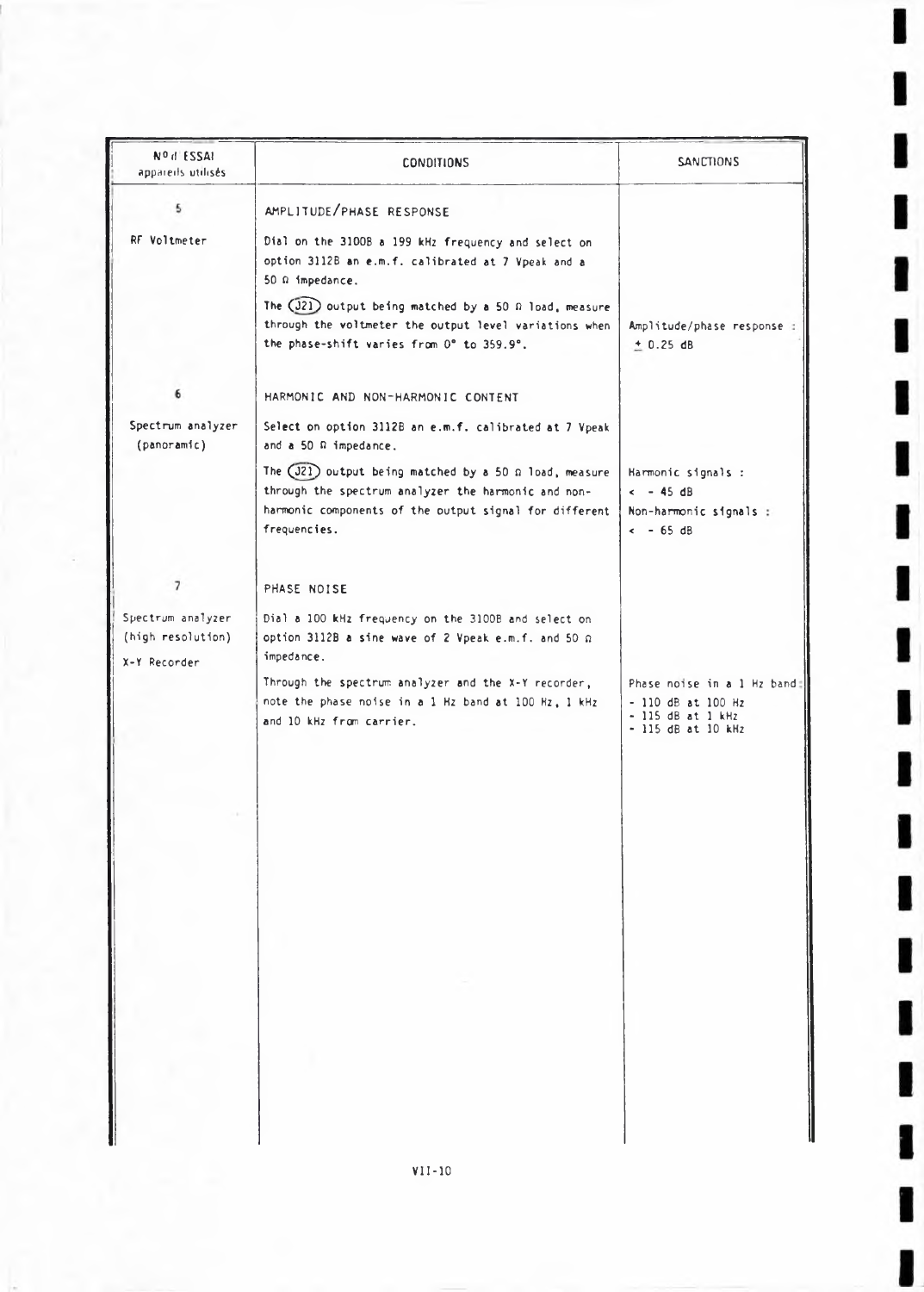| N° d ESSAI appareils utilisés | CONDITIONS | SANCTIONS |
|---|---|---|
| 5 | AMPLITUDE/PHASE RESPONSE | |
| RF Voltmeter | Dial on the 3100B a 199 kHz frequency and select on option 3112B an e.m.f. calibrated at 7 Vpeak and a 50 Ω impedance.<br><br>The (J21) output being matched by a 50 Ω load, measure through the voltmeter the output level variations when the phase-shift varies from 0° to 359.9°. | Amplitude/phase response : ± 0.25 dB |
| 6 | HARMONIC AND NON-HARMONIC CONTENT | |
| Spectrum analyzer (panoramic) | Select on option 3112B an e.m.f. calibrated at 7 Vpeak and a 50 Ω impedance.<br><br>The (J21) output being matched by a 50 Ω load, measure through the spectrum analyzer the harmonic and non-harmonic components of the output signal for different frequencies. | Harmonic signals : < - 45 dB<br>Non-harmonic signals : < - 65 dB |
| 7 | PHASE NOISE | |
| Spectrum analyzer (high resolution)<br>X-Y Recorder | Dial a 100 kHz frequency on the 3100B and select on option 3112B a sine wave of 2 Vpeak e.m.f. and 50 Ω impedance.<br><br>Through the spectrum analyzer and the X-Y recorder, note the phase noise in a 1 Hz band at 100 Hz, 1 kHz and 10 kHz from carrier. | Phase noise in a 1 Hz band :<br>- 110 dB at 100 Hz<br>- 115 dB at 1 kHz<br>- 115 dB at 10 kHz |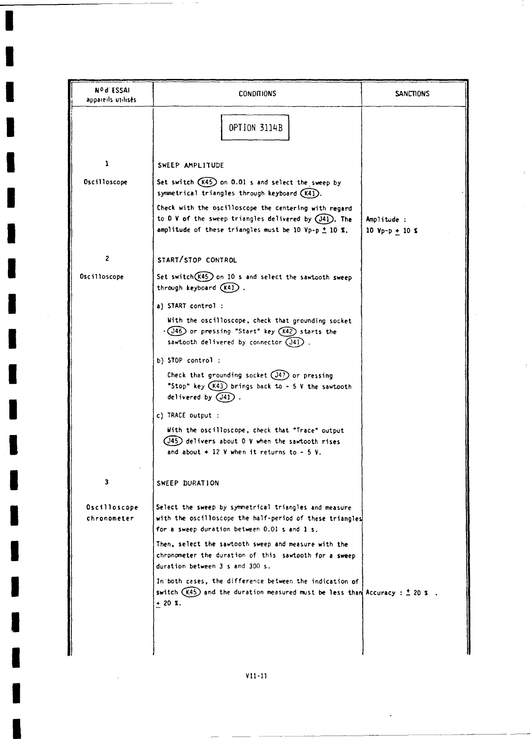| N° d'ESSAI appareils utilisés | CONDITIONS | SANCTIONS |
|---|---|---|
| | **OPTION 3114B** | |
| 1 | SWEEP AMPLITUDE | |
| Oscilloscope | Set switch (K45) on 0.01 s and select the sweep by symmetrical triangles through keyboard (K41).<br><br>Check with the oscilloscope the centering with regard to 0 V of the sweep triangles delivered by (J41). The amplitude of these triangles must be 10 Vp-p ± 10 %. | Amplitude :<br>10 Vp-p ± 10 % |
| 2 | START/STOP CONTROL | |
| Oscilloscope | Set switch (K45) on 10 s and select the sawtooth sweep through keyboard (K41) .<br><br>a) START control :<br><br>With the oscilloscope, check that grounding socket (J46) or pressing "Start" key (K42) starts the sawtooth delivered by connector (J41) .<br><br>b) STOP control :<br><br>Check that grounding socket (J47) or pressing "Stop" key (K43) brings back to - 5 V the sawtooth delivered by (J41) .<br><br>c) TRACE output :<br><br>With the oscilloscope, check that "Trace" output (J45) delivers about 0 V when the sawtooth rises and about + 12 V when it returns to - 5 V. | |
| 3 | SWEEP DURATION | |
| Oscilloscope chronometer | Select the sweep by symmetrical triangles and measure with the oscilloscope the half-period of these triangles for a sweep duration between 0.01 s and 1 s.<br><br>Then, select the sawtooth sweep and measure with the chronometer the duration of this sawtooth for a sweep duration between 3 s and 300 s.<br><br>In both cases, the difference between the indication of switch (K45) and the duration measured must be less than ± 20 %. | Accuracy : ± 20 % . |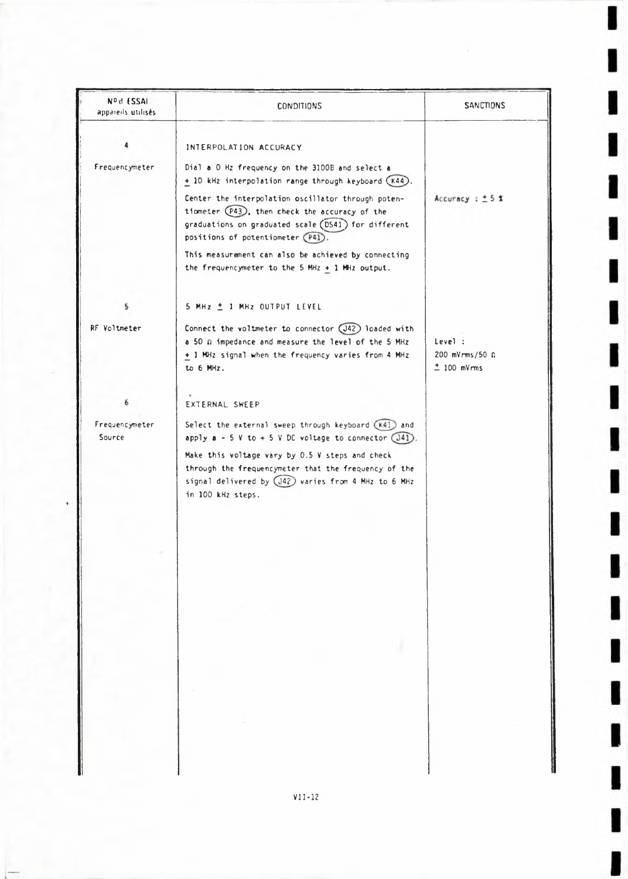| N° d ESSAI appareils utilisés | CONDITIONS | SANCTIONS |
|---|---|---|
| 4 | INTERPOLATION ACCURACY | |
| Frequencymeter | Dial a 0 Hz frequency on the 3100B and select a ± 10 kHz interpolation range through keyboard (K44). | |
| | Center the interpolation oscillator through potentiometer (P43), then check the accuracy of the graduations on graduated scale (DS41) for different positions of potentiometer (P41). | Accuracy : ± 5 % |
| | This measurement can also be achieved by connecting the frequencymeter to the 5 MHz ± 1 MHz output. | |
| 5 | 5 MHz ± 1 MHz OUTPUT LEVEL | |
| RF Voltmeter | Connect the voltmeter to connector (J42) loaded with a 50 Ω impedance and measure the level of the 5 MHz ± 1 MHz signal when the frequency varies from 4 MHz to 6 MHz. | Level : 200 mVrms/50 Ω ± 100 mVrms |
| 6 | EXTERNAL SWEEP | |
| Frequencymeter Source | Select the external sweep through keyboard (K41) and apply a - 5 V to + 5 V DC voltage to connector (J41). | |
| | Make this voltage vary by 0.5 V steps and check through the frequencymeter that the frequency of the signal delivered by (J42) varies from 4 MHz to 6 MHz in 100 kHz steps. | |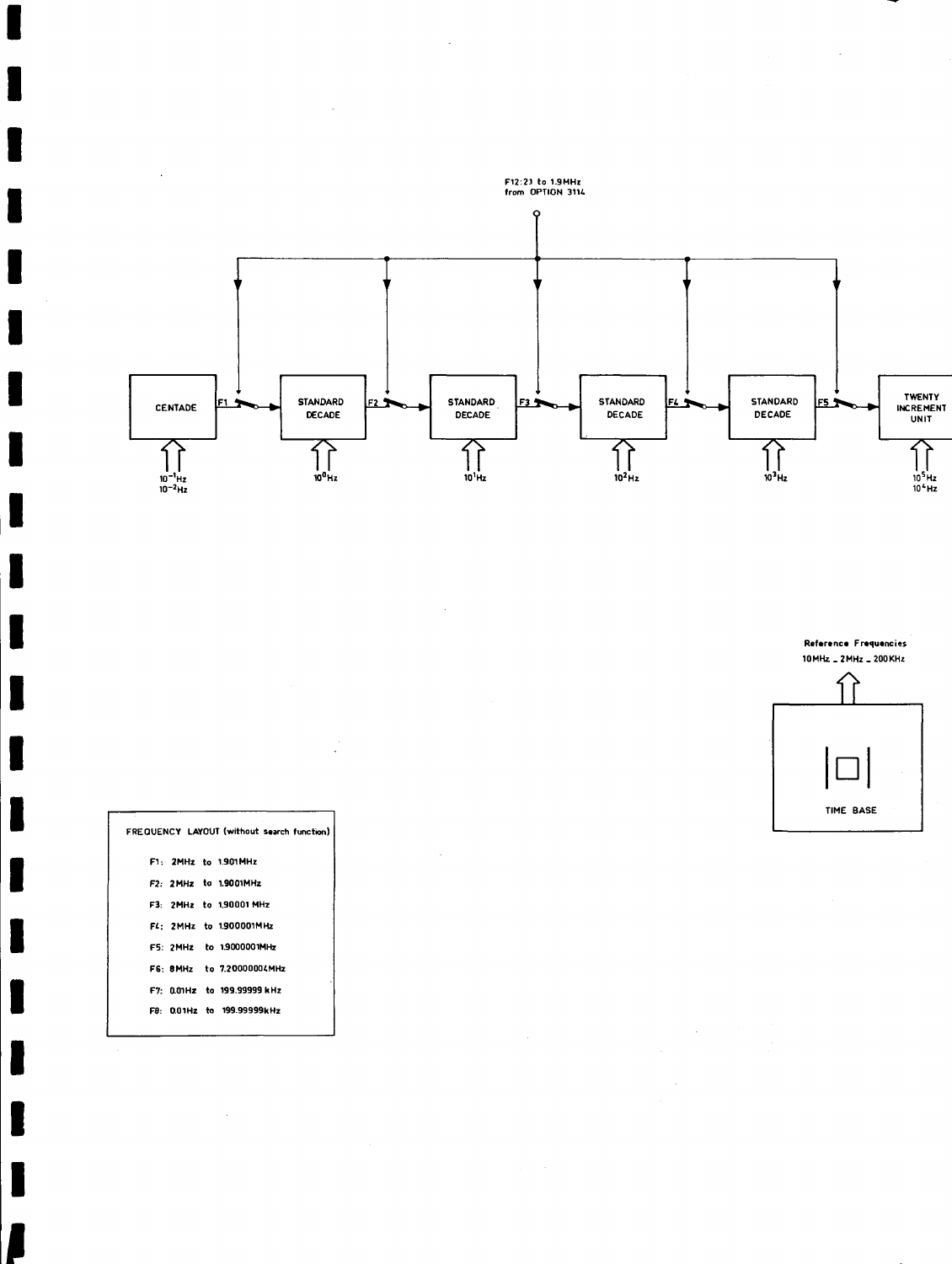F12: 21 to 1.9MHz
from OPTION 3114

CENTADE — F1 — STANDARD DECADE — F2 — STANDARD DECADE — F3 — STANDARD DECADE — F4 — STANDARD DECADE — F5 — TWENTY INCREMENT UNIT

$10^{-1}$Hz
$10^{-2}$Hz

$10^{0}$Hz

$10^{1}$Hz

$10^{2}$Hz

$10^{3}$Hz

$10^{5}$Hz
$10^{4}$Hz

Reference Frequencies
10MHz \_ 2MHz \_ 200KHz

TIME BASE

**FREQUENCY LAYOUT (without search function)**

F1: 2MHz to 1.901MHz

F2: 2MHz to 1.9001MHz

F3: 2MHz to 1.90001 MHz

F4: 2MHz to 1.900001MHz

F5: 2MHz to 1.9000001MHz

F6: 8MHz to 7.20000004MHz

F7: 0.01Hz to 199.99999 kHz

F8: 0.01Hz to 199.99999kHz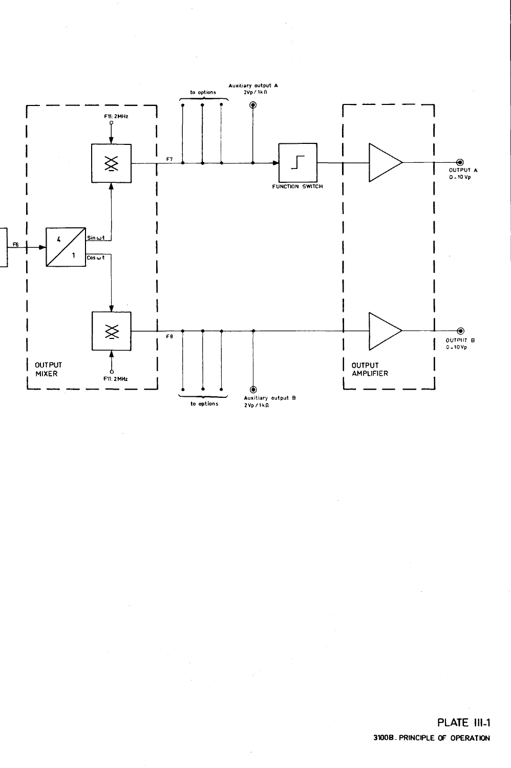to options

Auxiliary output A
2Vp / 1kΩ

F11: 2MHz

F7

OUTPUT A
0 - 10 Vp

FUNCTION SWITCH

F6

Sin ωt

Cos ωt

F8

OUTPUT B
0 - 10Vp

OUTPUT
MIXER

F11: 2MHz

OUTPUT
AMPLIFIER

to options

Auxiliary output B
2Vp / 1kΩ

**PLATE III-1**

**3100B - PRINCIPLE OF OPERATION**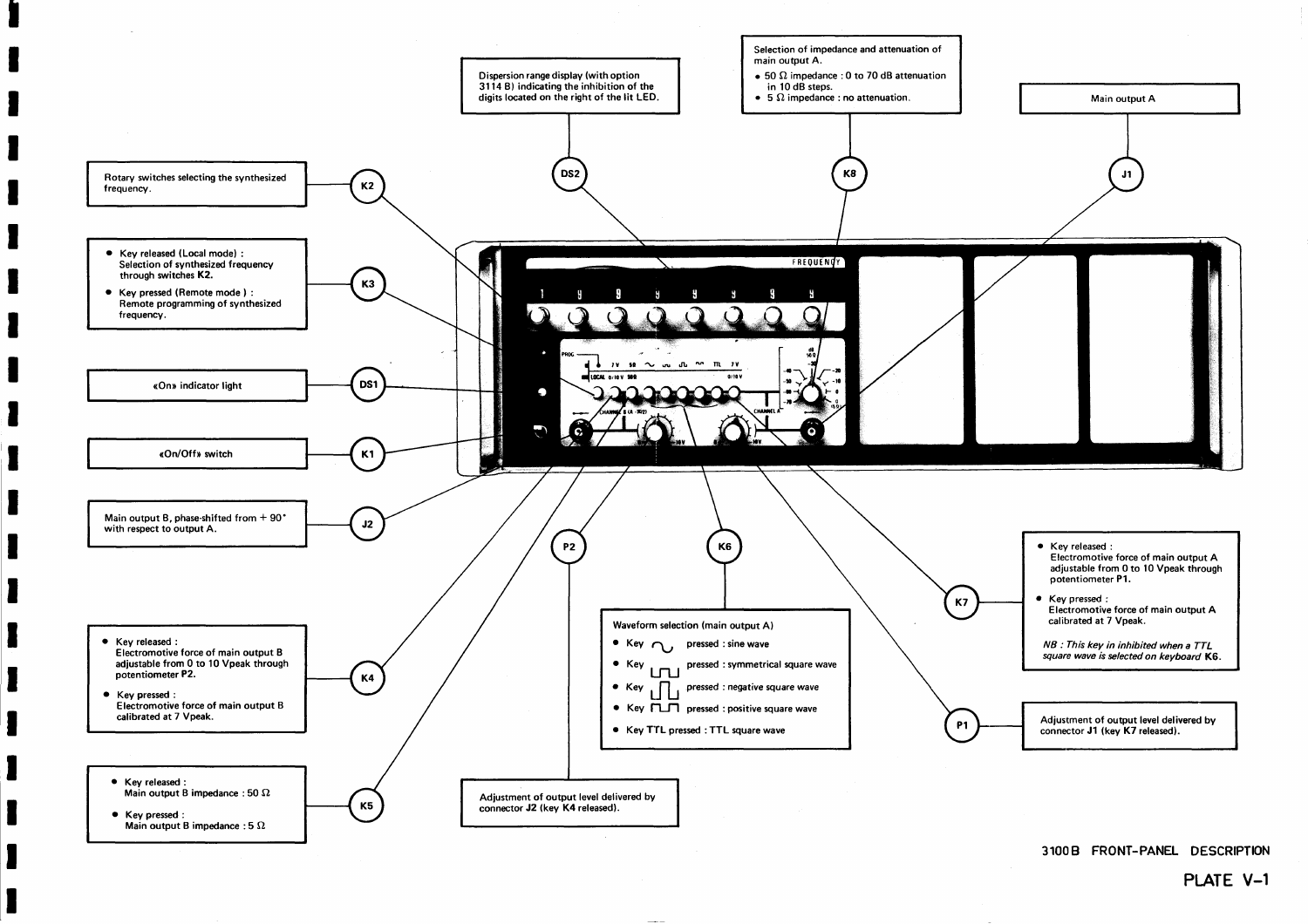# 3100B FRONT-PANEL DESCRIPTION

## PLATE V-1

**K2** – Rotary switches selecting the synthesized frequency.

**K3**
- Key released (Local mode) : Selection of synthesized frequency through switches **K2.**
- Key pressed (Remote mode) : Remote programming of synthesized frequency.

**DS1** – «On» indicator light

**K1** – «On/Off» switch

**J2** – Main output B, phase-shifted from + 90° with respect to output A.

**K4**
- Key released : Electromotive force of main output B adjustable from 0 to 10 Vpeak through potentiometer **P2.**
- Key pressed : Electromotive force of main output B calibrated at 7 Vpeak.

**K5**
- Key released : Main output B impedance : 50 Ω
- Key pressed : Main output B impedance : 5 Ω

**DS2** – Dispersion range display (with option 3114 B) indicating the inhibition of the digits located on the right of the lit LED.

**K8** – Selection of impedance and attenuation of main output A.
- 50 Ω impedance : 0 to 70 dB attenuation in 10 dB steps.
- 5 Ω impedance : no attenuation.

**J1** – Main output A

**P2** – Adjustment of output level delivered by connector **J2** (key **K4** released).

**K6** – Waveform selection (main output A)
- Key ∿ pressed : sine wave
- Key ⊔⊓⊔ pressed : symmetrical square wave
- Key ⊔⊓⊔ pressed : negative square wave
- Key ⊓⊔⊓ pressed : positive square wave
- Key **TTL** pressed : TTL square wave

**K7**
- Key released : Electromotive force of main output A adjustable from 0 to 10 Vpeak through potentiometer **P1.**
- Key pressed : Electromotive force of main output A calibrated at 7 Vpeak.

*NB : This key in inhibited when a TTL square wave is selected on keyboard* **K6.**

**P1** – Adjustment of output level delivered by connector **J1** (key **K7** released).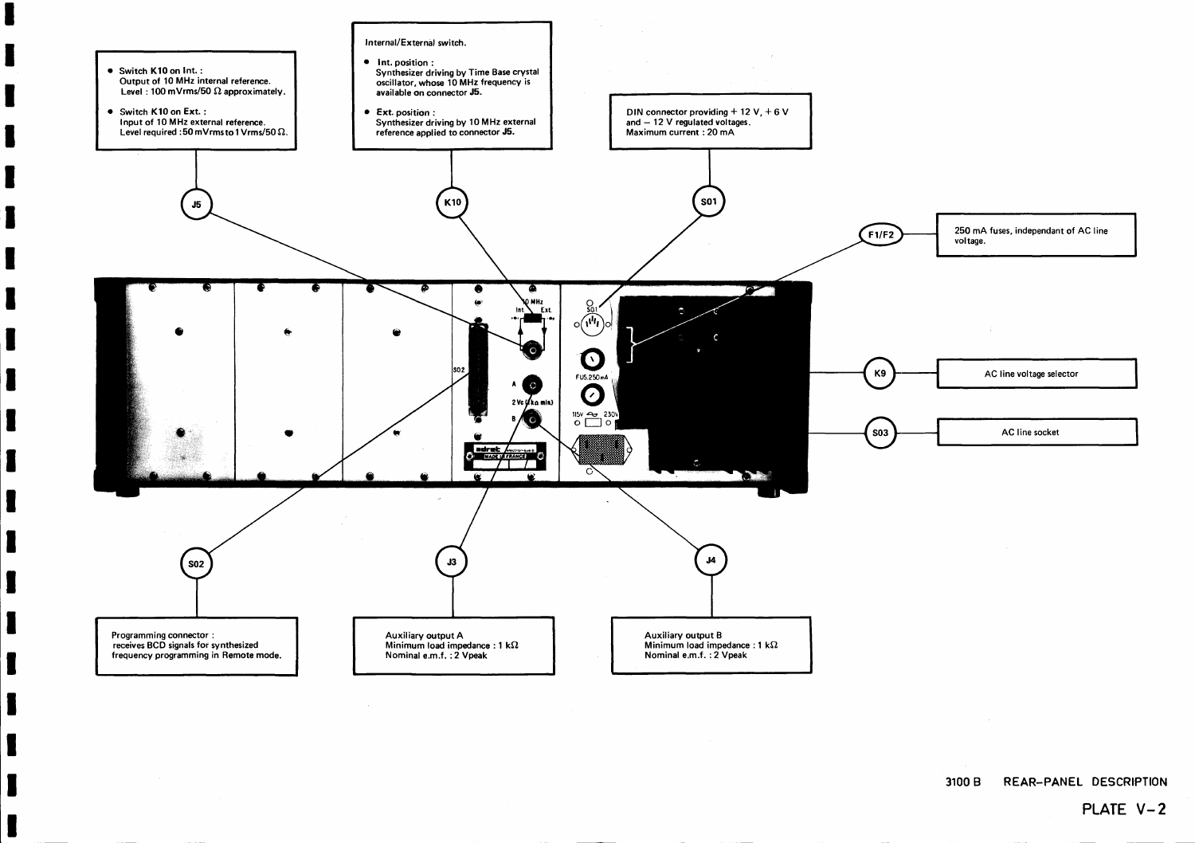# 3100 B REAR-PANEL DESCRIPTION

## PLATE V-2

**J5**

- Switch **K10** on Int. : Output of 10 MHz internal reference. Level : 100 mVrms/50 Ω approximately.
- Switch **K10** on Ext. : Input of 10 MHz external reference. Level required : 50 mVrms to 1 Vrms/50 Ω.

**K10**

Internal/External switch.

- **Int. position** : Synthesizer driving by Time Base crystal oscillator, whose 10 MHz frequency is available on connector **J5**.
- **Ext. position** : Synthesizer driving by 10 MHz external reference applied to connector **J5**.

**S01**

DIN connector providing + 12 V, + 6 V and – 12 V regulated voltages. Maximum current : 20 mA

**F1/F2**

250 mA fuses, independant of AC line voltage.

**K9**

AC line voltage selector

**S03**

AC line socket

**S02**

Programming connector : receives BCD signals for synthesized frequency programming in Remote mode.

**J3**

Auxiliary output A
Minimum load impedance : 1 kΩ
Nominal e.m.f. : 2 Vpeak

**J4**

Auxiliary output B
Minimum load impedance : 1 kΩ
Nominal e.m.f. : 2 Vpeak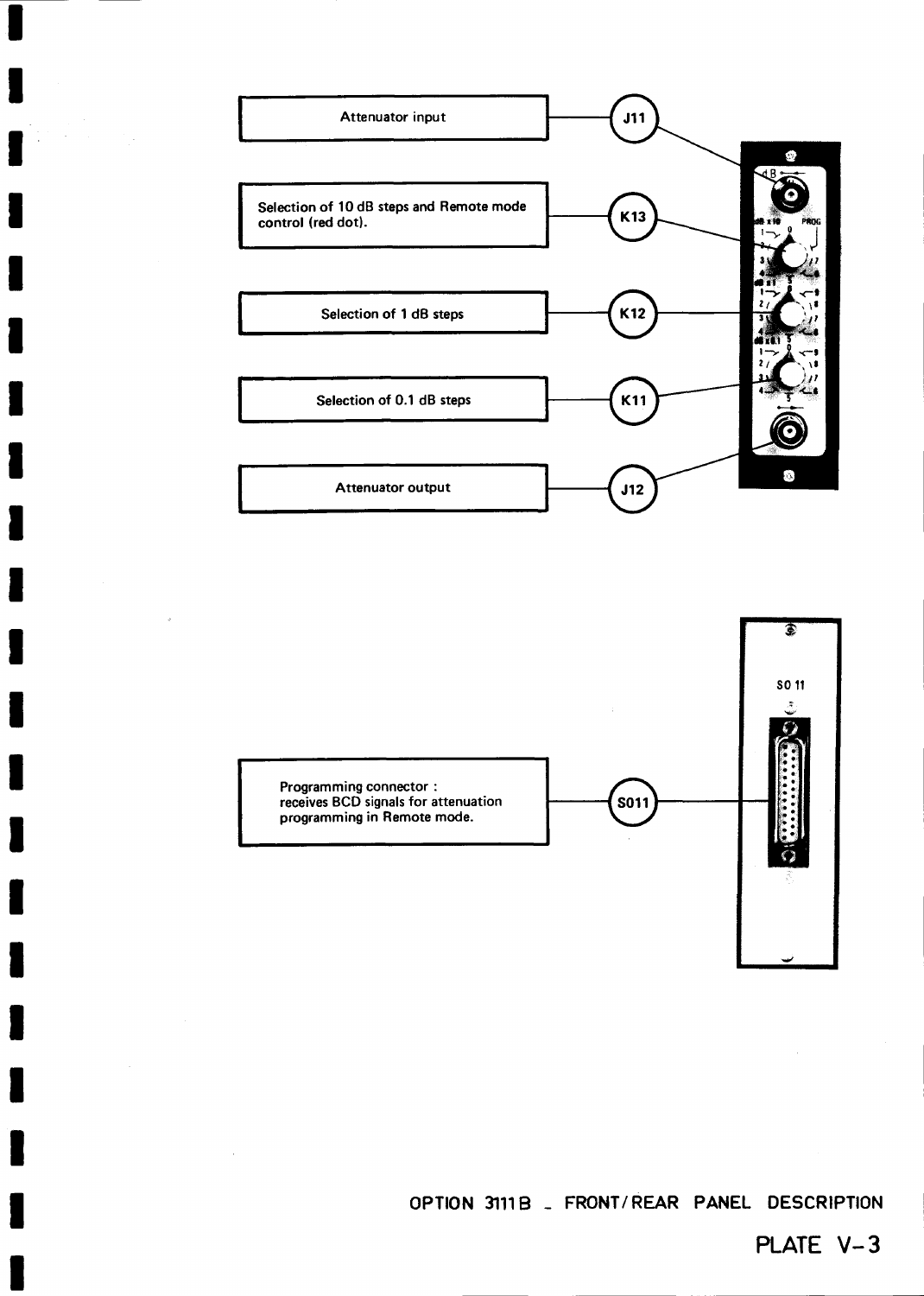| Label | Description |
|---|---|
| J11 | Attenuator input |
| K13 | Selection of 10 dB steps and Remote mode control (red dot). |
| K12 | Selection of 1 dB steps |
| K11 | Selection of 0.1 dB steps |
| J12 | Attenuator output |

| Label | Description |
|---|---|
| S011 | Programming connector : receives BCD signals for attenuation programming in Remote mode. |

OPTION 3111B – FRONT/REAR PANEL DESCRIPTION

PLATE V-3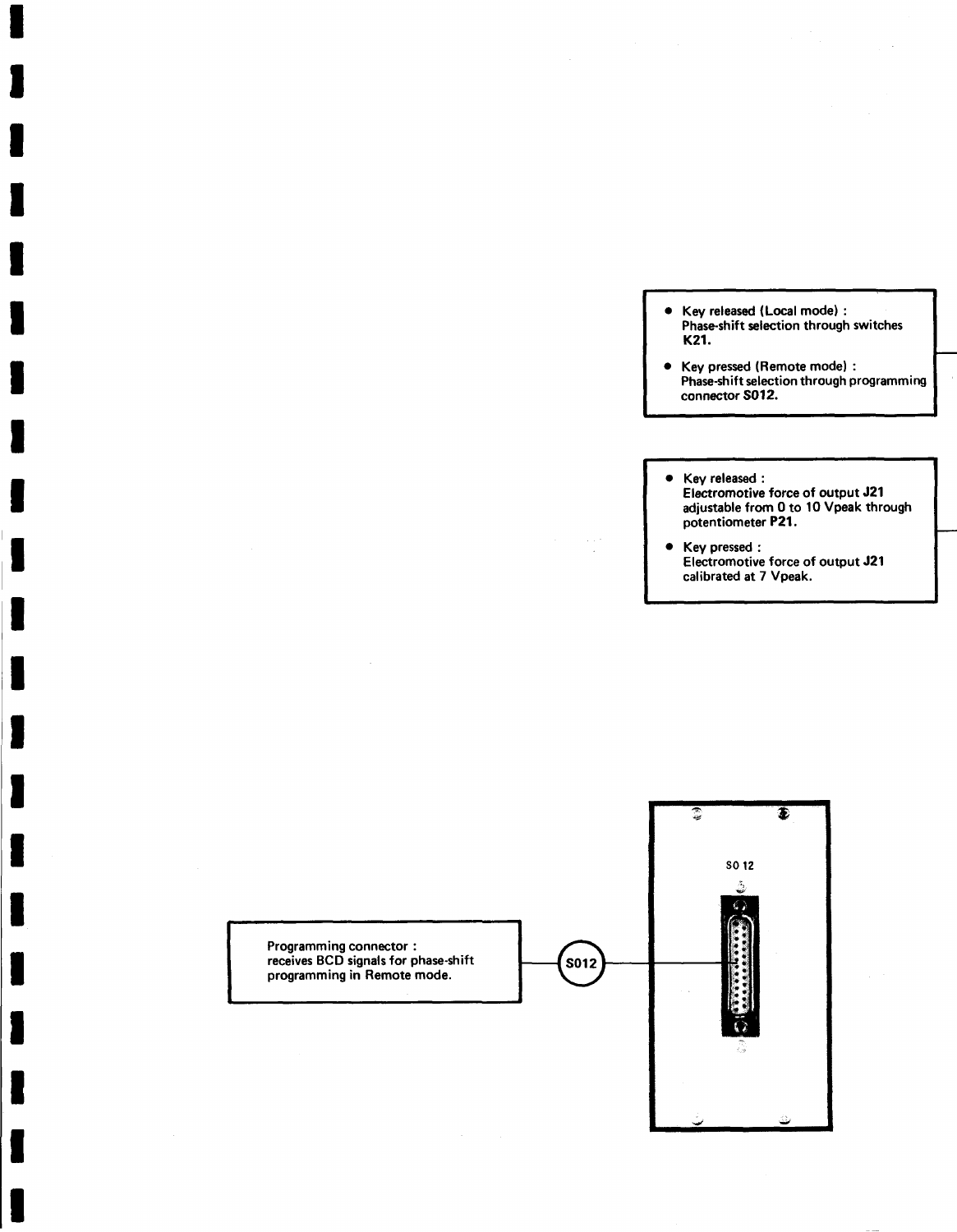- Key released (Local mode) :
  Phase-shift selection through switches **K21.**
- Key pressed (Remote mode) :
  Phase-shift selection through programming connector **S012.**

- Key released :
  Electromotive force of output **J21** adjustable from 0 to 10 Vpeak through potentiometer **P21.**
- Key pressed :
  Electromotive force of output **J21** calibrated at 7 Vpeak.

SO 12

Programming connector :
receives BCD signals for phase-shift programming in Remote mode.

S012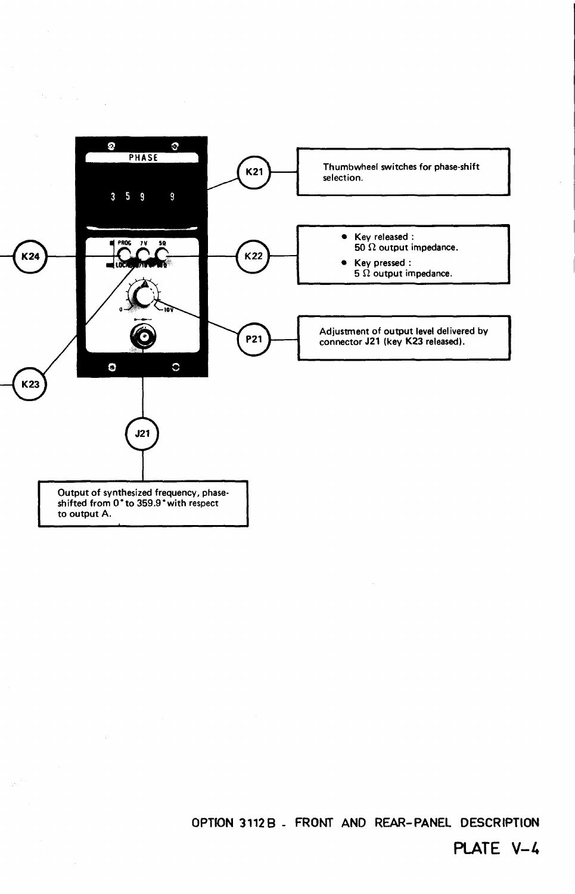**K21** — Thumbwheel switches for phase-shift selection.

**K22**
- Key released : 50 Ω output impedance.
- Key pressed : 5 Ω output impedance.

**P21** — Adjustment of output level delivered by connector J21 (key K23 released).

**K24**

**K23**

**J21** — Output of synthesized frequency, phase-shifted from 0° to 359.9° with respect to output A.

## OPTION 3112B - FRONT AND REAR-PANEL DESCRIPTION

## PLATE V-4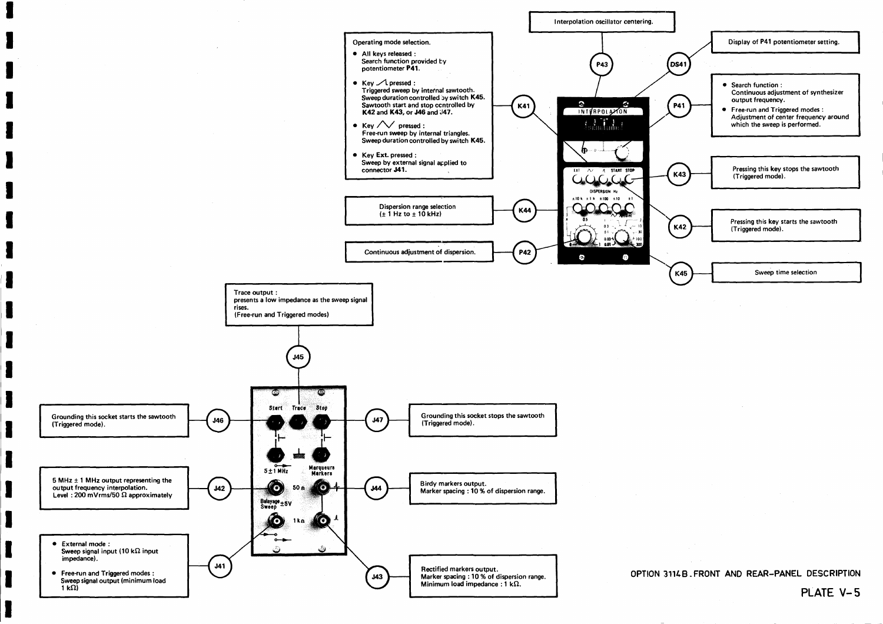# OPTION 3114B. FRONT AND REAR-PANEL DESCRIPTION

## PLATE V-5

**P43** — Interpolation oscillator centering.

**DS41** — Display of P41 potentiometer setting.

**P41**
- Search function : Continuous adjustment of synthesizer output frequency.
- Free-run and Triggered modes : Adjustment of center frequency around which the sweep is performed.

**K41** — Operating mode selection.
- All keys released : Search function provided by potentiometer **P41**.
- Key ⩘ pressed : Triggered sweep by internal sawtooth. Sweep duration controlled by switch **K45**. Sawtooth start and stop controlled by **K42** and **K43**, or **J46** and **J47**.
- Key /\/ pressed : Free-run sweep by internal triangles. Sweep duration controlled by switch **K45**.
- Key Ext. pressed : Sweep by external signal applied to connector **J41**.

**K43** — Pressing this key stops the sawtooth (Triggered mode).

**K42** — Pressing this key starts the sawtooth (Triggered mode).

**K44** — Dispersion range selection (± 1 Hz to ± 10 kHz)

**P42** — Continuous adjustment of dispersion.

**K45** — Sweep time selection

**J45** — Trace output : presents a low impedance as the sweep signal rises. (Free-run and Triggered modes)

**J46** — Grounding this socket starts the sawtooth (Triggered mode).

**J47** — Grounding this socket stops the sawtooth (Triggered mode).

**J42** — 5 MHz ± 1 MHz output representing the output frequency interpolation. Level : 200 mVrms/50 Ω approximately

**J44** — Birdy markers output. Marker spacing : 10 % of dispersion range.

**J41**
- External mode : Sweep signal input (10 kΩ input impedance).
- Free-run and Triggered modes : Sweep signal output (minimum load 1 kΩ)

**J43** — Rectified markers output. Marker spacing : 10 % of dispersion range. Minimum load impedance : 1 kΩ.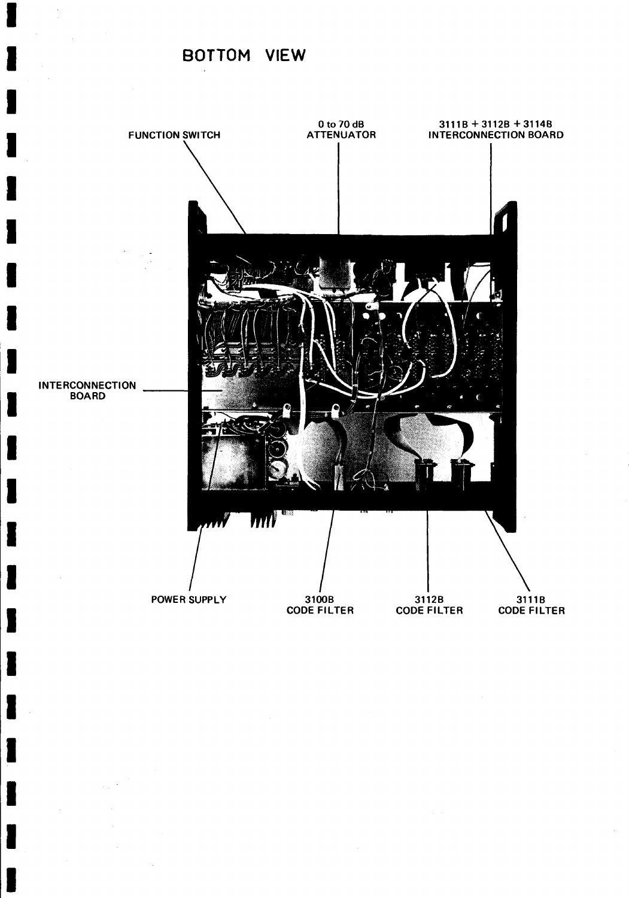## BOTTOM VIEW

FUNCTION SWITCH

0 to 70 dB
ATTENUATOR

3111B + 3112B + 3114B
INTERCONNECTION BOARD

INTERCONNECTION
BOARD

POWER SUPPLY

3100B
CODE FILTER

3112B
CODE FILTER

3111B
CODE FILTER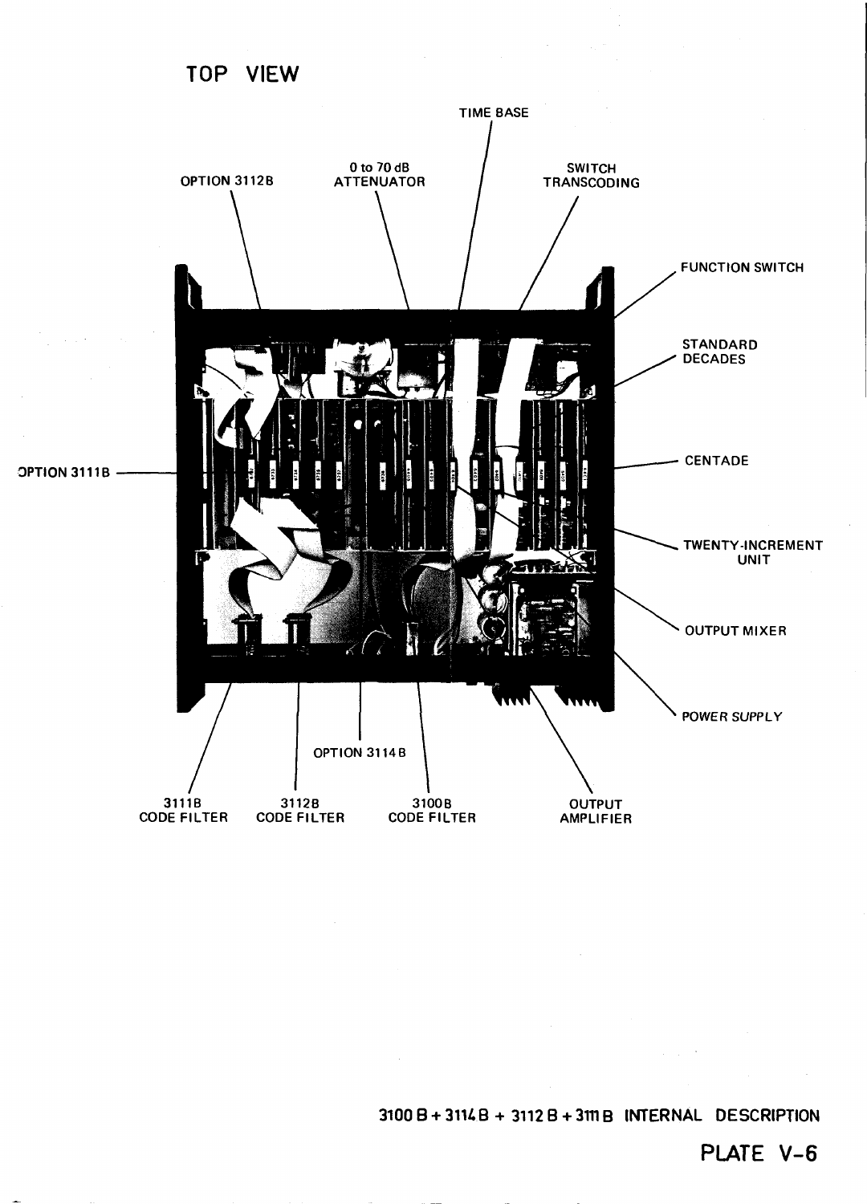# TOP VIEW

TIME BASE

OPTION 3112B

0 to 70 dB ATTENUATOR

SWITCH TRANSCODING

FUNCTION SWITCH

STANDARD DECADES

OPTION 3111B

CENTADE

TWENTY-INCREMENT UNIT

OUTPUT MIXER

POWER SUPPLY

OPTION 3114 B

3111B CODE FILTER

3112B CODE FILTER

3100B CODE FILTER

OUTPUT AMPLIFIER

**3100 B + 3114 B + 3112 B + 3111 B INTERNAL DESCRIPTION**

**PLATE V-6**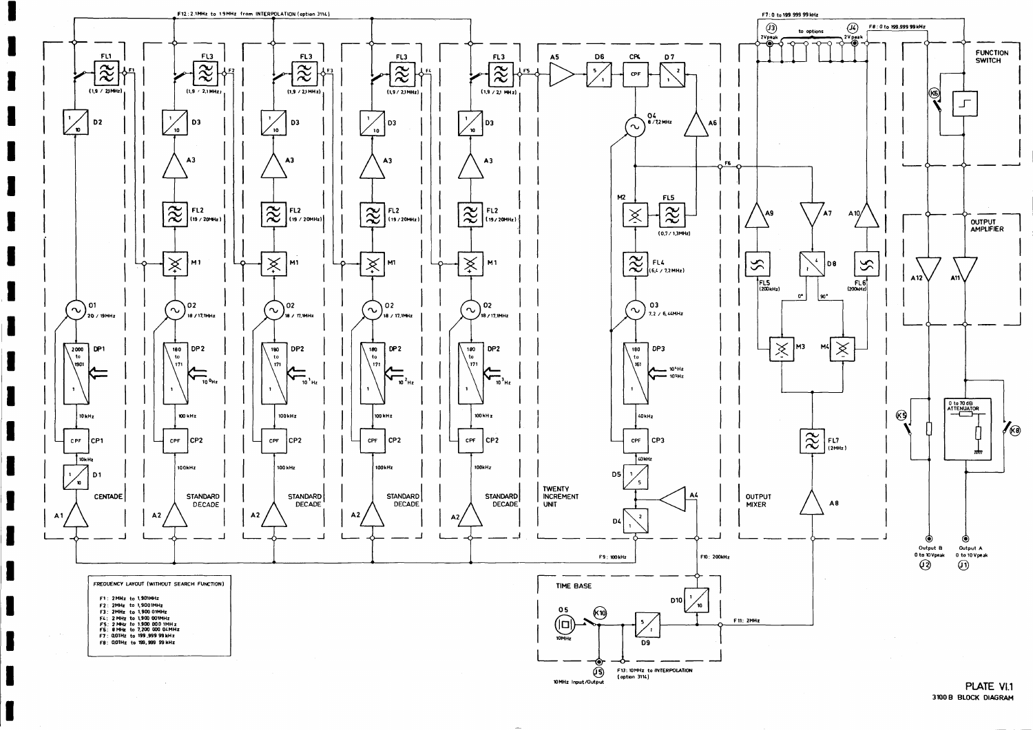**FREQUENCY LAYOUT (WITHOUT SEARCH FUNCTION)**

F1 : 2MHz to 1,901MHz
F2 : 2MHz to 1,9001MHz
F3 : 2MHz to 1,900 01MHz
F4 : 2MHz to 1,900 001MHz
F5 : 2 MHz to 1,900 000 1MHz
F6 : 8 MHz to 7,200 000 04MHz
F7 : 0,01Hz to 199 ,999 99 kHz
F8 : 0,01Hz to 199, 999 99 kHz

**PLATE VI.1**
**3100 B BLOCK DIAGRAM**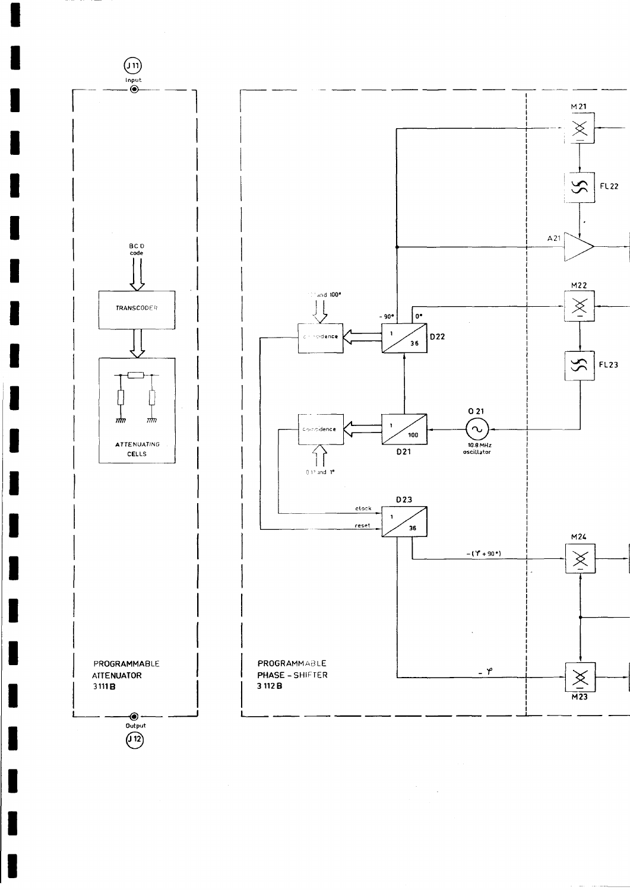J11
Input

BCD
code

TRANSCODER

ATTENUATING
CELLS

PROGRAMMABLE
ATTENUATOR
3111B

Output
J12

10° and 100°

Coincidence

Coincidence

0.1° and 1°

-90°

0°

D22

D21

O 21

10.8 MHz
oscillator

D23

clock

reset

$-(\varphi + 90°)$

$-\varphi$

M21

FL22

A21

M22

FL23

M24

M23

PROGRAMMABLE
PHASE - SHIFTER
3112B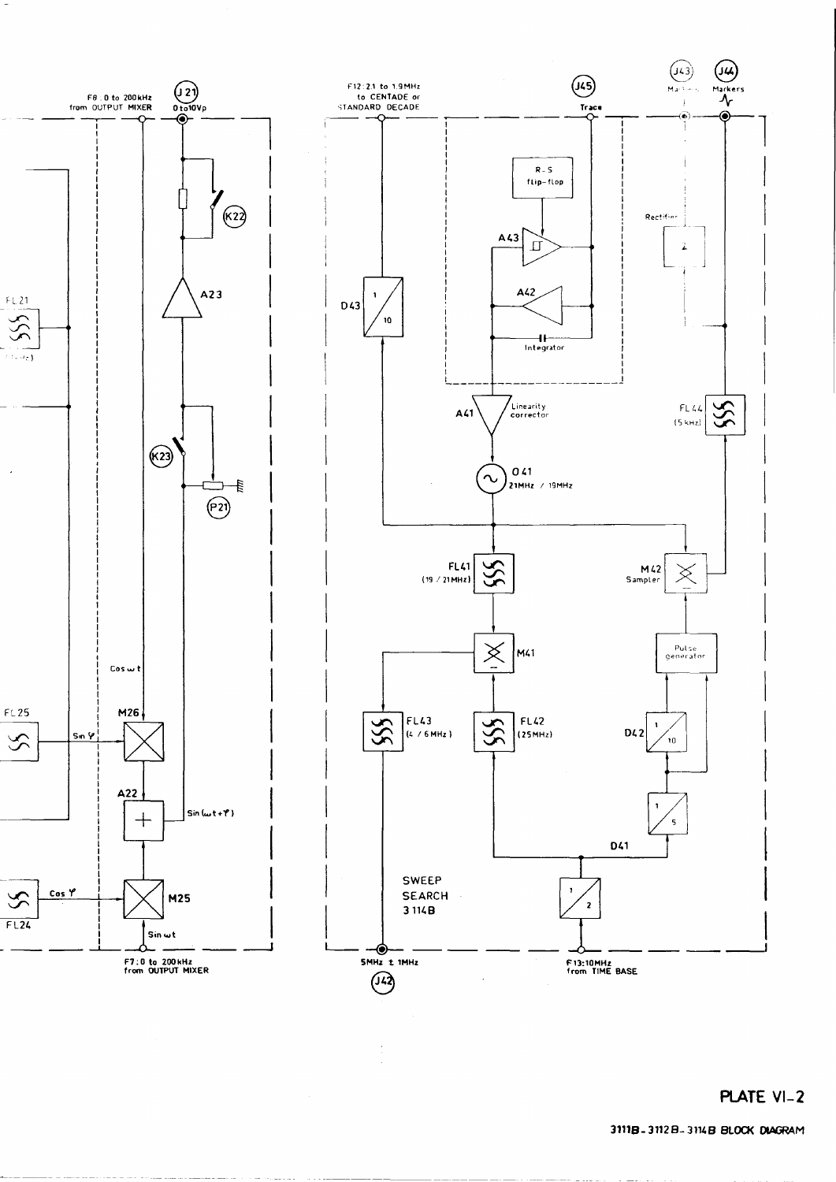F8 0 to 200kHz
from OUTPUT MIXER

J21
0 to 10Vp

K22

A23

FL21

K23

P21

Cos ωt

FL25

M26

Sin φ

A22

Sin (ωt+φ)

Cos φ

M25

FL24

Sin ωt

F7: 0 to 200kHz
from OUTPUT MIXER

F12: 21 to 19MHz
to CENTADE or
STANDARD DECADE

J45
Trace

J43
Markers

J44
Markers

R-S
flip-flop

A43

A42

Integrator

Rectifier

D43

A41
Linearity
corrector

FL44
(5 kHz)

O41
21MHz / 19MHz

FL41
(19 / 21MHz)

M42
Sampler

M41

Pulse
generator

FL43
(4 / 6MHz)

FL42
(25MHz)

D42

D41

SWEEP
SEARCH
3114B

5MHz ± 1MHz
J42

F13: 10MHz
from TIME BASE

**PLATE VI-2**

**3111B - 3112B - 3114B BLOCK DIAGRAM**